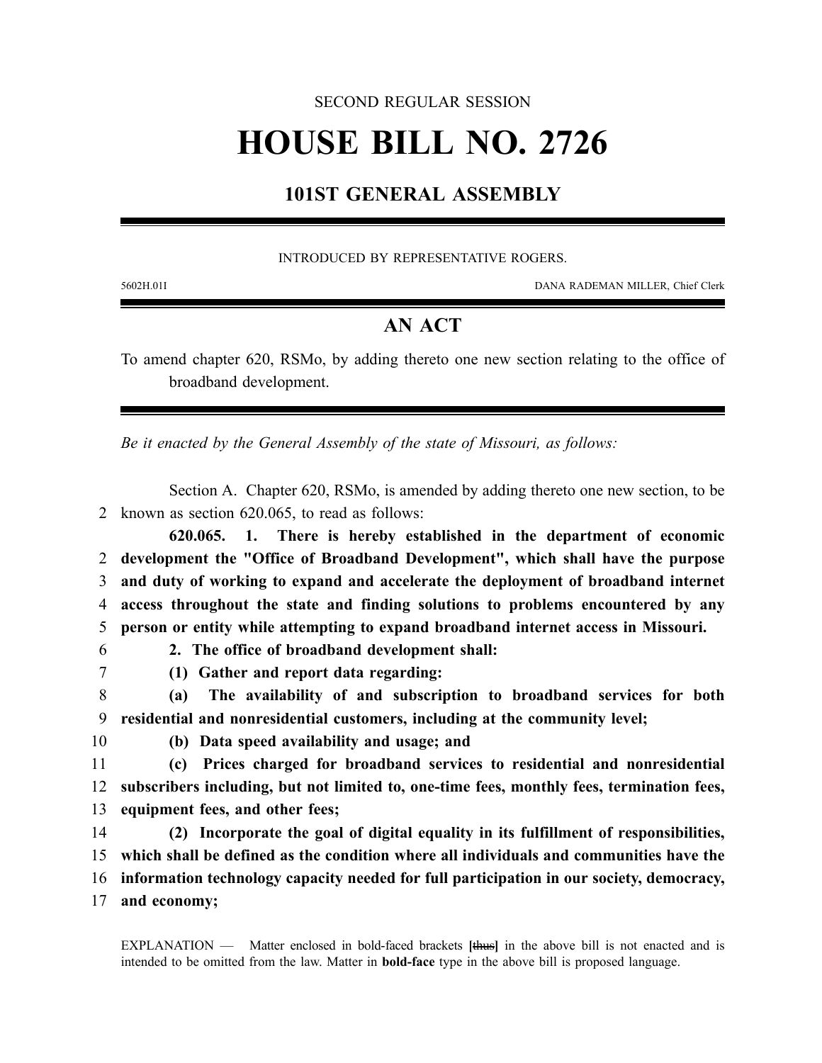SECOND REGULAR SESSION

# HOUSE BILL NO. 2726

## 101ST GENERAL ASSEMBLY

INTRODUCED BY REPRESENTATIVE ROGERS.

5602H.01I DANA RADEMAN MILLER, Chief Clerk

## AN ACT

To amend chapter 620, RSMo, by adding thereto one new section relating to the office of broadband development.

*Be it enacted by the General Assembly of the state of Missouri, as follows:*

Section A. Chapter 620, RSMo, is amended by adding thereto one new section, to be known as section 620.065, to read as follows:

**620.065. 1. There is hereby established in the department of economic development the "Office of Broadband Development", which shall have the purpose and duty of working to expand and accelerate the deployment of broadband internet access throughout the state and finding solutions to problems encountered by any person or entity while attempting to expand broadband internet access in Missouri.**

**2. The office of broadband development shall:**

**(1) Gather and report data regarding:**

**(a) The availability of and subscription to broadband services for both residential and nonresidential customers, including at the community level;**

**(b) Data speed availability and usage; and**

**(c) Prices charged for broadband services to residential and nonresidential subscribers including, but not limited to, one-time fees, monthly fees, termination fees, equipment fees, and other fees;**

**(2) Incorporate the goal of digital equality in its fulfillment of responsibilities, which shall be defined as the condition where all individuals and communities have the information technology capacity needed for full participation in our society, democracy, and economy;**

EXPLANATION — Matter enclosed in bold-faced brackets **[**~~thus~~**]** in the above bill is not enacted and is intended to be omitted from the law. Matter in **bold-face** type in the above bill is proposed language.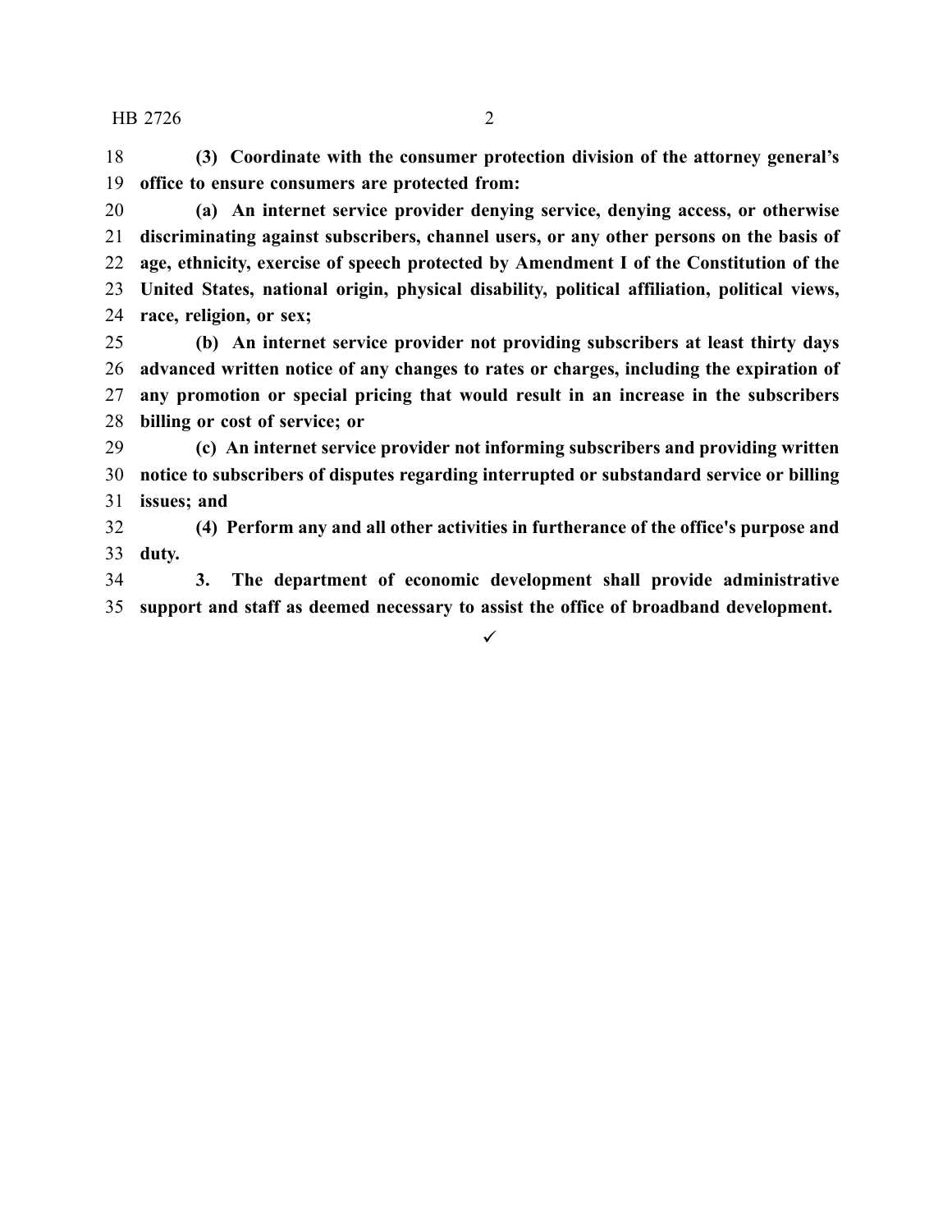**(3) Coordinate with the consumer protection division of the attorney general's office to ensure consumers are protected from:**

**(a) An internet service provider denying service, denying access, or otherwise discriminating against subscribers, channel users, or any other persons on the basis of age, ethnicity, exercise of speech protected by Amendment I of the Constitution of the United States, national origin, physical disability, political affiliation, political views, race, religion, or sex;**

**(b) An internet service provider not providing subscribers at least thirty days advanced written notice of any changes to rates or charges, including the expiration of any promotion or special pricing that would result in an increase in the subscribers billing or cost of service; or**

**(c) An internet service provider not informing subscribers and providing written notice to subscribers of disputes regarding interrupted or substandard service or billing issues; and**

**(4) Perform any and all other activities in furtherance of the office's purpose and duty.**

**3. The department of economic development shall provide administrative support and staff as deemed necessary to assist the office of broadband development.**

✓